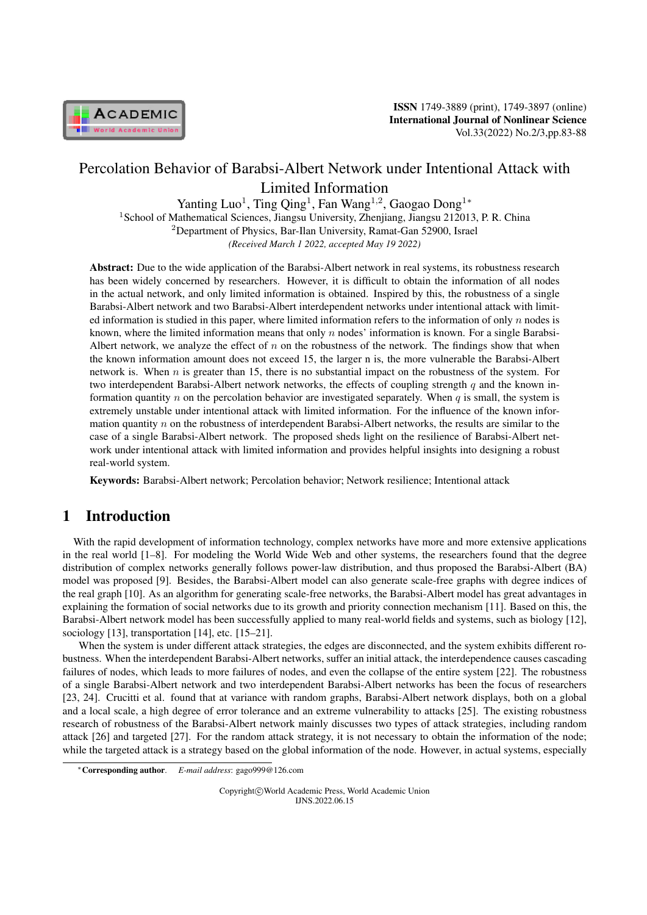# Percolation Behavior of Barabsi-Albert Network under Intentional Attack with Limited Information

Yanting Luo[1], Ting Qing[1], Fan Wang[1,2], Gaogao Dong[1*]

[1]School of Mathematical Sciences, Jiangsu University, Zhenjiang, Jiangsu 212013, P. R. China

[2]Department of Physics, Bar-Ilan University, Ramat-Gan 52900, Israel

*(Received March 1 2022, accepted May 19 2022)*

**Abstract:** Due to the wide application of the Barabsi-Albert network in real systems, its robustness research has been widely concerned by researchers. However, it is difficult to obtain the information of all nodes in the actual network, and only limited information is obtained. Inspired by this, the robustness of a single Barabsi-Albert network and two Barabsi-Albert interdependent networks under intentional attack with limited information is studied in this paper, where limited information refers to the information of only $n$ nodes is known, where the limited information means that only $n$ nodes' information is known. For a single Barabsi-Albert network, we analyze the effect of $n$ on the robustness of the network. The findings show that when the known information amount does not exceed 15, the larger n is, the more vulnerable the Barabsi-Albert network is. When $n$ is greater than 15, there is no substantial impact on the robustness of the system. For two interdependent Barabsi-Albert network networks, the effects of coupling strength $q$ and the known information quantity $n$ on the percolation behavior are investigated separately. When $q$ is small, the system is extremely unstable under intentional attack with limited information. For the influence of the known information quantity $n$ on the robustness of interdependent Barabsi-Albert networks, the results are similar to the case of a single Barabsi-Albert network. The proposed sheds light on the resilience of Barabsi-Albert network under intentional attack with limited information and provides helpful insights into designing a robust real-world system.

**Keywords:** Barabsi-Albert network; Percolation behavior; Network resilience; Intentional attack

## 1 Introduction

With the rapid development of information technology, complex networks have more and more extensive applications in the real world [1–8]. For modeling the World Wide Web and other systems, the researchers found that the degree distribution of complex networks generally follows power-law distribution, and thus proposed the Barabsi-Albert (BA) model was proposed [9]. Besides, the Barabsi-Albert model can also generate scale-free graphs with degree indices of the real graph [10]. As an algorithm for generating scale-free networks, the Barabsi-Albert model has great advantages in explaining the formation of social networks due to its growth and priority connection mechanism [11]. Based on this, the Barabsi-Albert network model has been successfully applied to many real-world fields and systems, such as biology [12], sociology [13], transportation [14], etc. [15–21].

When the system is under different attack strategies, the edges are disconnected, and the system exhibits different robustness. When the interdependent Barabsi-Albert networks, suffer an initial attack, the interdependence causes cascading failures of nodes, which leads to more failures of nodes, and even the collapse of the entire system [22]. The robustness of a single Barabsi-Albert network and two interdependent Barabsi-Albert networks has been the focus of researchers [23, 24]. Crucitti et al. found that at variance with random graphs, Barabsi-Albert network displays, both on a global and a local scale, a high degree of error tolerance and an extreme vulnerability to attacks [25]. The existing robustness research of robustness of the Barabsi-Albert network mainly discusses two types of attack strategies, including random attack [26] and targeted [27]. For the random attack strategy, it is not necessary to obtain the information of the node; while the targeted attack is a strategy based on the global information of the node. However, in actual systems, especially

*Corresponding author. *E-mail address*: gago999@126.com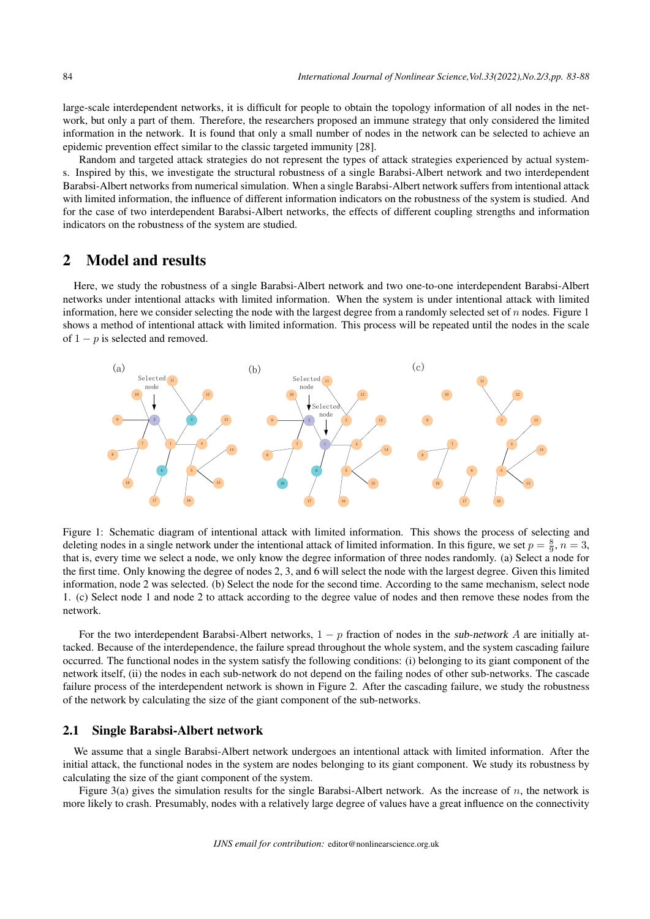large-scale interdependent networks, it is difficult for people to obtain the topology information of all nodes in the network, but only a part of them. Therefore, the researchers proposed an immune strategy that only considered the limited information in the network. It is found that only a small number of nodes in the network can be selected to achieve an epidemic prevention effect similar to the classic targeted immunity [28].

Random and targeted attack strategies do not represent the types of attack strategies experienced by actual systems. Inspired by this, we investigate the structural robustness of a single Barabsi-Albert network and two interdependent Barabsi-Albert networks from numerical simulation. When a single Barabsi-Albert network suffers from intentional attack with limited information, the influence of different information indicators on the robustness of the system is studied. And for the case of two interdependent Barabsi-Albert networks, the effects of different coupling strengths and information indicators on the robustness of the system are studied.

# 2 Model and results

Here, we study the robustness of a single Barabsi-Albert network and two one-to-one interdependent Barabsi-Albert networks under intentional attacks with limited information. When the system is under intentional attack with limited information, here we consider selecting the node with the largest degree from a randomly selected set of $n$ nodes. Figure 1 shows a method of intentional attack with limited information. This process will be repeated until the nodes in the scale of $1-p$ is selected and removed.

Figure 1: Schematic diagram of intentional attack with limited information. This shows the process of selecting and deleting nodes in a single network under the intentional attack of limited information. In this figure, we set $p = \frac{8}{9}$, $n = 3$, that is, every time we select a node, we only know the degree information of three nodes randomly. (a) Select a node for the first time. Only knowing the degree of nodes 2, 3, and 6 will select the node with the largest degree. Given this limited information, node 2 was selected. (b) Select the node for the second time. According to the same mechanism, select node 1. (c) Select node 1 and node 2 to attack according to the degree value of nodes and then remove these nodes from the network.

For the two interdependent Barabsi-Albert networks, $1-p$ fraction of nodes in the sub-network $A$ are initially attacked. Because of the interdependence, the failure spread throughout the whole system, and the system cascading failure occurred. The functional nodes in the system satisfy the following conditions: (i) belonging to its giant component of the network itself, (ii) the nodes in each sub-network do not depend on the failing nodes of other sub-networks. The cascade failure process of the interdependent network is shown in Figure 2. After the cascading failure, we study the robustness of the network by calculating the size of the giant component of the sub-networks.

## 2.1 Single Barabsi-Albert network

We assume that a single Barabsi-Albert network undergoes an intentional attack with limited information. After the initial attack, the functional nodes in the system are nodes belonging to its giant component. We study its robustness by calculating the size of the giant component of the system.

Figure 3(a) gives the simulation results for the single Barabsi-Albert network. As the increase of $n$, the network is more likely to crash. Presumably, nodes with a relatively large degree of values have a great influence on the connectivity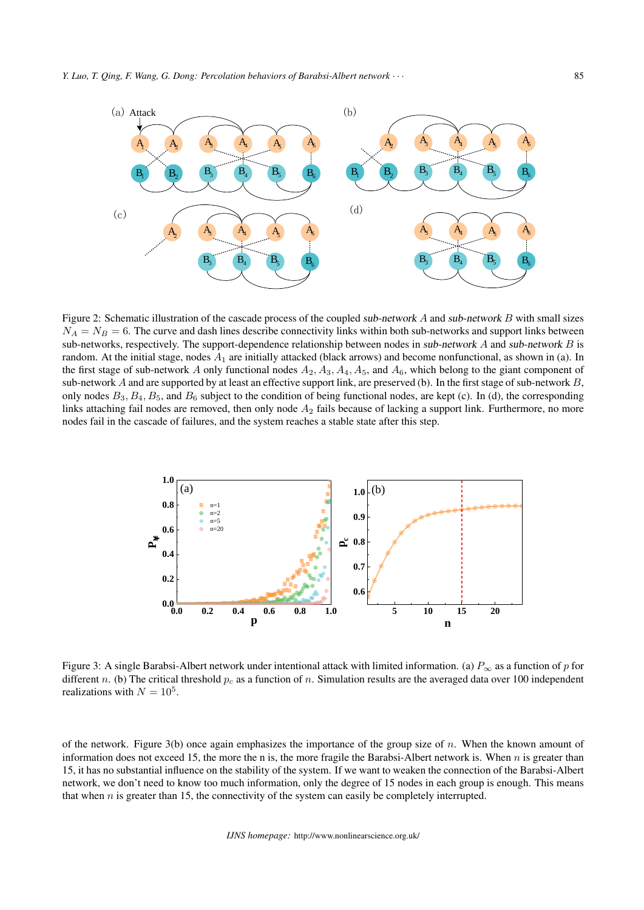Figure 2: Schematic illustration of the cascade process of the coupled sub-network $A$ and sub-network $B$ with small sizes $N_A = N_B = 6$. The curve and dash lines describe connectivity links within both sub-networks and support links between sub-networks, respectively. The support-dependence relationship between nodes in sub-network $A$ and sub-network $B$ is random. At the initial stage, nodes $A_1$ are initially attacked (black arrows) and become nonfunctional, as shown in (a). In the first stage of sub-network $A$ only functional nodes $A_2$, $A_3$, $A_4$, $A_5$, and $A_6$, which belong to the giant component of sub-network $A$ and are supported by at least an effective support link, are preserved (b). In the first stage of sub-network $B$, only nodes $B_3$, $B_4$, $B_5$, and $B_6$ subject to the condition of being functional nodes, are kept (c). In (d), the corresponding links attaching fail nodes are removed, then only node $A_2$ fails because of lacking a support link. Furthermore, no more nodes fail in the cascade of failures, and the system reaches a stable state after this step.

Figure 3: A single Barabsi-Albert network under intentional attack with limited information. (a) $P_\infty$ as a function of $p$ for different $n$. (b) The critical threshold $p_c$ as a function of $n$. Simulation results are the averaged data over 100 independent realizations with $N = 10^5$.

of the network. Figure 3(b) once again emphasizes the importance of the group size of $n$. When the known amount of information does not exceed 15, the more the n is, the more fragile the Barabsi-Albert network is. When $n$ is greater than 15, it has no substantial influence on the stability of the system. If we want to weaken the connection of the Barabsi-Albert network, we don't need to know too much information, only the degree of 15 nodes in each group is enough. This means that when $n$ is greater than 15, the connectivity of the system can easily be completely interrupted.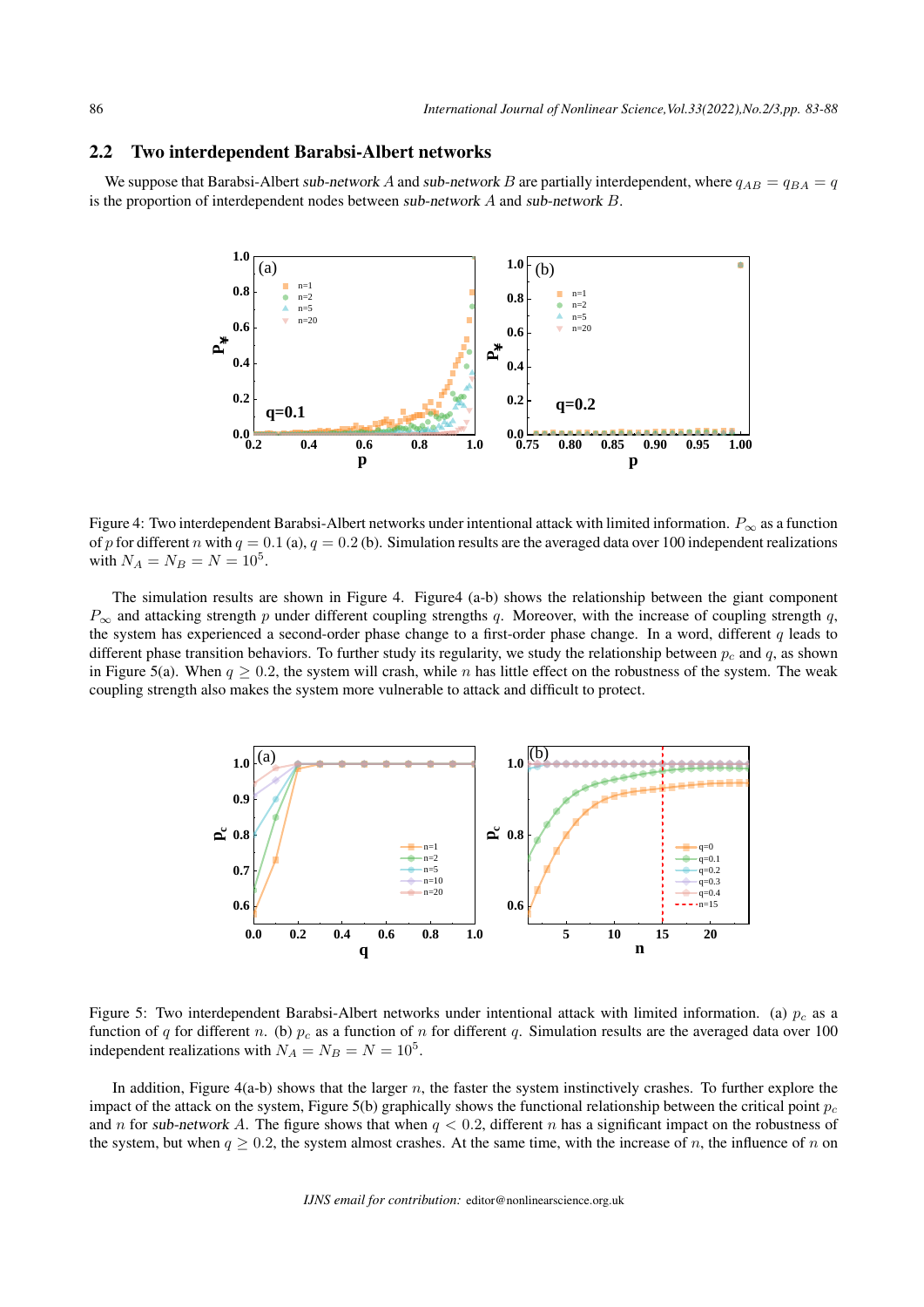### 2.2 Two interdependent Barabsi-Albert networks

We suppose that Barabsi-Albert sub-network $A$ and sub-network $B$ are partially interdependent, where $q_{AB} = q_{BA} = q$ is the proportion of interdependent nodes between sub-network $A$ and sub-network $B$.

Figure 4: Two interdependent Barabsi-Albert networks under intentional attack with limited information. $P_\infty$ as a function of $p$ for different $n$ with $q = 0.1$ (a), $q = 0.2$ (b). Simulation results are the averaged data over 100 independent realizations with $N_A = N_B = N = 10^5$.

The simulation results are shown in Figure 4. Figure4 (a-b) shows the relationship between the giant component $P_\infty$ and attacking strength $p$ under different coupling strengths $q$. Moreover, with the increase of coupling strength $q$, the system has experienced a second-order phase change to a first-order phase change. In a word, different $q$ leads to different phase transition behaviors. To further study its regularity, we study the relationship between $p_c$ and $q$, as shown in Figure 5(a). When $q \geq 0.2$, the system will crash, while $n$ has little effect on the robustness of the system. The weak coupling strength also makes the system more vulnerable to attack and difficult to protect.

Figure 5: Two interdependent Barabsi-Albert networks under intentional attack with limited information. (a) $p_c$ as a function of $q$ for different $n$. (b) $p_c$ as a function of $n$ for different $q$. Simulation results are the averaged data over 100 independent realizations with $N_A = N_B = N = 10^5$.

In addition, Figure 4(a-b) shows that the larger $n$, the faster the system instinctively crashes. To further explore the impact of the attack on the system, Figure 5(b) graphically shows the functional relationship between the critical point $p_c$ and $n$ for sub-network $A$. The figure shows that when $q < 0.2$, different $n$ has a significant impact on the robustness of the system, but when $q \geq 0.2$, the system almost crashes. At the same time, with the increase of $n$, the influence of $n$ on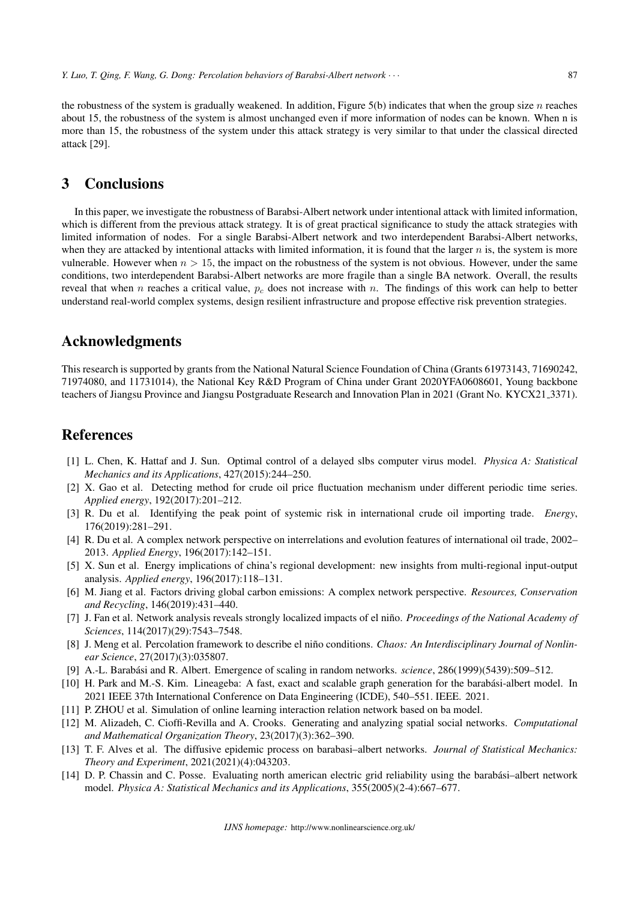the robustness of the system is gradually weakened. In addition, Figure 5(b) indicates that when the group size $n$ reaches about 15, the robustness of the system is almost unchanged even if more information of nodes can be known. When n is more than 15, the robustness of the system under this attack strategy is very similar to that under the classical directed attack [29].

## 3 Conclusions

In this paper, we investigate the robustness of Barabsi-Albert network under intentional attack with limited information, which is different from the previous attack strategy. It is of great practical significance to study the attack strategies with limited information of nodes. For a single Barabsi-Albert network and two interdependent Barabsi-Albert networks, when they are attacked by intentional attacks with limited information, it is found that the larger $n$ is, the system is more vulnerable. However when $n > 15$, the impact on the robustness of the system is not obvious. However, under the same conditions, two interdependent Barabsi-Albert networks are more fragile than a single BA network. Overall, the results reveal that when $n$ reaches a critical value, $p_c$ does not increase with $n$. The findings of this work can help to better understand real-world complex systems, design resilient infrastructure and propose effective risk prevention strategies.

## Acknowledgments

This research is supported by grants from the National Natural Science Foundation of China (Grants 61973143, 71690242, 71974080, and 11731014), the National Key R&D Program of China under Grant 2020YFA0608601, Young backbone teachers of Jiangsu Province and Jiangsu Postgraduate Research and Innovation Plan in 2021 (Grant No. KYCX21_3371).

## References

[1] L. Chen, K. Hattaf and J. Sun. Optimal control of a delayed slbs computer virus model. *Physica A: Statistical Mechanics and its Applications*, 427(2015):244–250.

[2] X. Gao et al. Detecting method for crude oil price fluctuation mechanism under different periodic time series. *Applied energy*, 192(2017):201–212.

[3] R. Du et al. Identifying the peak point of systemic risk in international crude oil importing trade. *Energy*, 176(2019):281–291.

[4] R. Du et al. A complex network perspective on interrelations and evolution features of international oil trade, 2002–2013. *Applied Energy*, 196(2017):142–151.

[5] X. Sun et al. Energy implications of china's regional development: new insights from multi-regional input-output analysis. *Applied energy*, 196(2017):118–131.

[6] M. Jiang et al. Factors driving global carbon emissions: A complex network perspective. *Resources, Conservation and Recycling*, 146(2019):431–440.

[7] J. Fan et al. Network analysis reveals strongly localized impacts of el niño. *Proceedings of the National Academy of Sciences*, 114(2017)(29):7543–7548.

[8] J. Meng et al. Percolation framework to describe el niño conditions. *Chaos: An Interdisciplinary Journal of Nonlinear Science*, 27(2017)(3):035807.

[9] A.-L. Barabási and R. Albert. Emergence of scaling in random networks. *science*, 286(1999)(5439):509–512.

[10] H. Park and M.-S. Kim. Lineageba: A fast, exact and scalable graph generation for the barabási-albert model. In 2021 IEEE 37th International Conference on Data Engineering (ICDE), 540–551. IEEE. 2021.

[11] P. ZHOU et al. Simulation of online learning interaction relation network based on ba model.

[12] M. Alizadeh, C. Cioffi-Revilla and A. Crooks. Generating and analyzing spatial social networks. *Computational and Mathematical Organization Theory*, 23(2017)(3):362–390.

[13] T. F. Alves et al. The diffusive epidemic process on barabasi–albert networks. *Journal of Statistical Mechanics: Theory and Experiment*, 2021(2021)(4):043203.

[14] D. P. Chassin and C. Posse. Evaluating north american electric grid reliability using the barabási–albert network model. *Physica A: Statistical Mechanics and its Applications*, 355(2005)(2-4):667–677.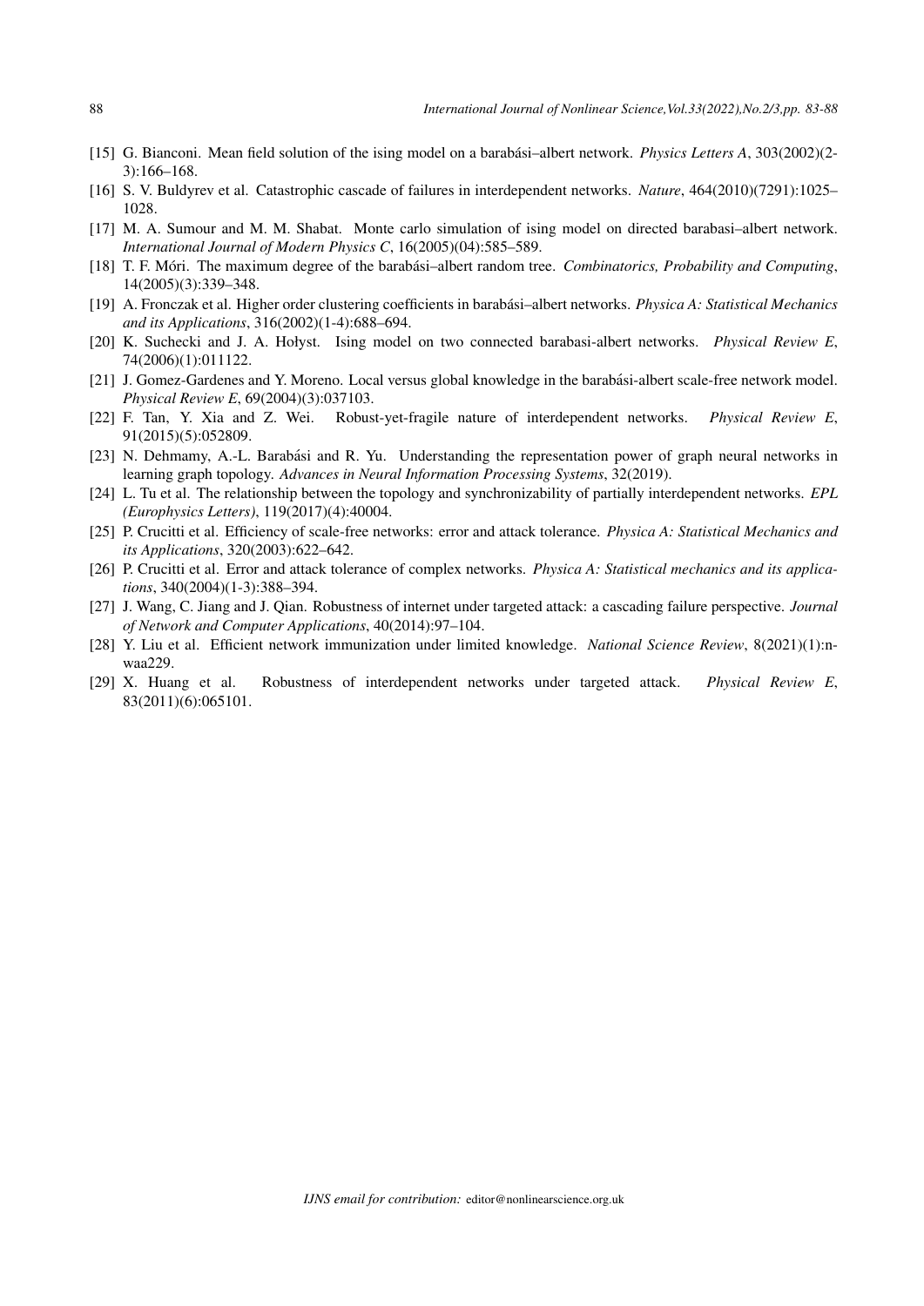[15] G. Bianconi. Mean field solution of the ising model on a barabási–albert network. *Physics Letters A*, 303(2002)(2-3):166–168.

[16] S. V. Buldyrev et al. Catastrophic cascade of failures in interdependent networks. *Nature*, 464(2010)(7291):1025–1028.

[17] M. A. Sumour and M. M. Shabat. Monte carlo simulation of ising model on directed barabasi–albert network. *International Journal of Modern Physics C*, 16(2005)(04):585–589.

[18] T. F. Móri. The maximum degree of the barabási–albert random tree. *Combinatorics, Probability and Computing*, 14(2005)(3):339–348.

[19] A. Fronczak et al. Higher order clustering coefficients in barabási–albert networks. *Physica A: Statistical Mechanics and its Applications*, 316(2002)(1-4):688–694.

[20] K. Suchecki and J. A. Hołyst. Ising model on two connected barabasi-albert networks. *Physical Review E*, 74(2006)(1):011122.

[21] J. Gomez-Gardenes and Y. Moreno. Local versus global knowledge in the barabási-albert scale-free network model. *Physical Review E*, 69(2004)(3):037103.

[22] F. Tan, Y. Xia and Z. Wei. Robust-yet-fragile nature of interdependent networks. *Physical Review E*, 91(2015)(5):052809.

[23] N. Dehmamy, A.-L. Barabási and R. Yu. Understanding the representation power of graph neural networks in learning graph topology. *Advances in Neural Information Processing Systems*, 32(2019).

[24] L. Tu et al. The relationship between the topology and synchronizability of partially interdependent networks. *EPL (Europhysics Letters)*, 119(2017)(4):40004.

[25] P. Crucitti et al. Efficiency of scale-free networks: error and attack tolerance. *Physica A: Statistical Mechanics and its Applications*, 320(2003):622–642.

[26] P. Crucitti et al. Error and attack tolerance of complex networks. *Physica A: Statistical mechanics and its applications*, 340(2004)(1-3):388–394.

[27] J. Wang, C. Jiang and J. Qian. Robustness of internet under targeted attack: a cascading failure perspective. *Journal of Network and Computer Applications*, 40(2014):97–104.

[28] Y. Liu et al. Efficient network immunization under limited knowledge. *National Science Review*, 8(2021)(1):nwaa229.

[29] X. Huang et al. Robustness of interdependent networks under targeted attack. *Physical Review E*, 83(2011)(6):065101.